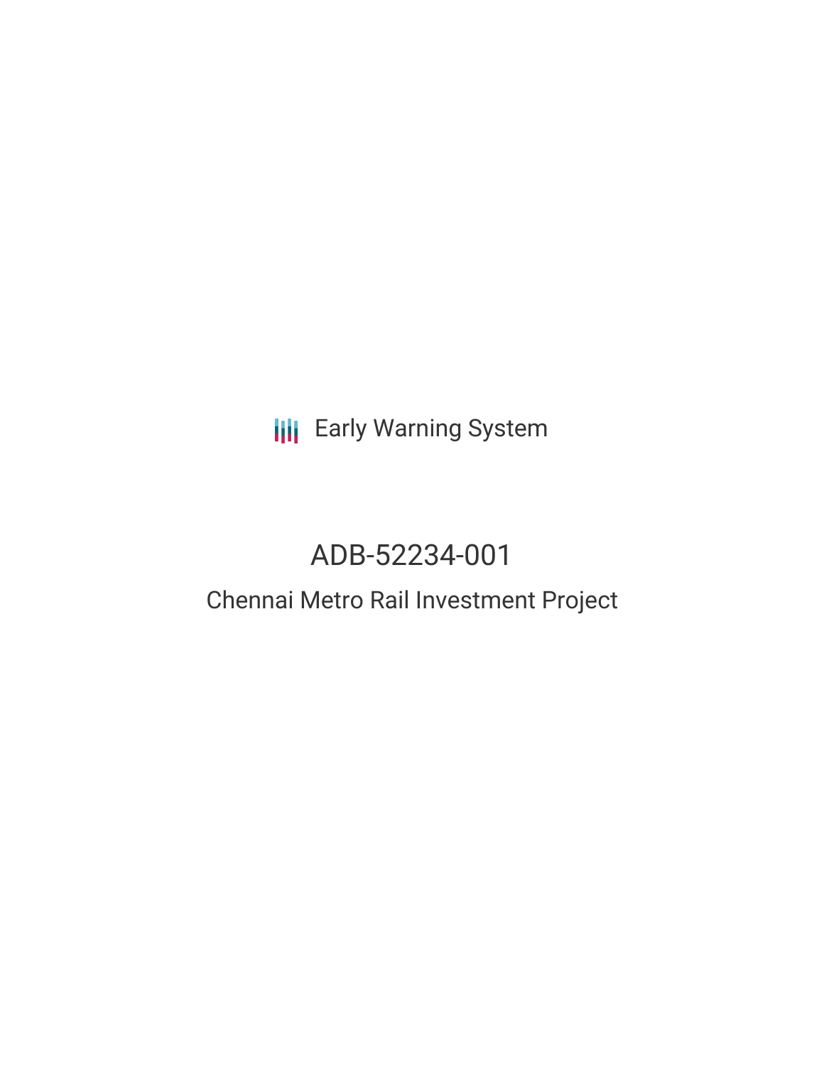Early Warning System

# ADB-52234-001

## Chennai Metro Rail Investment Project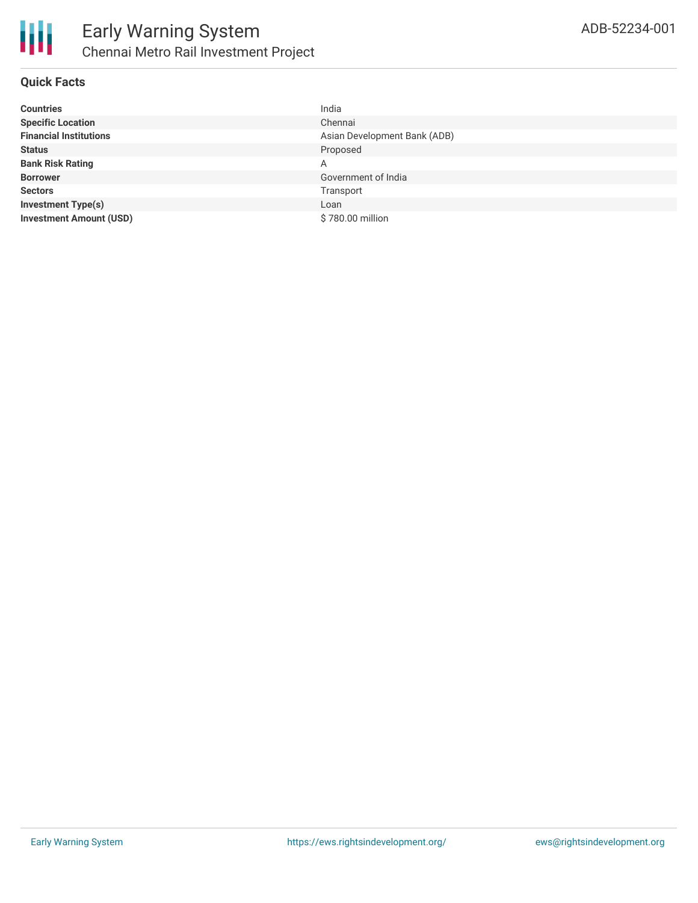## Quick Facts

| | |
|---|---|
| **Countries** | India |
| **Specific Location** | Chennai |
| **Financial Institutions** | Asian Development Bank (ADB) |
| **Status** | Proposed |
| **Bank Risk Rating** | A |
| **Borrower** | Government of India |
| **Sectors** | Transport |
| **Investment Type(s)** | Loan |
| **Investment Amount (USD)** | $ 780.00 million |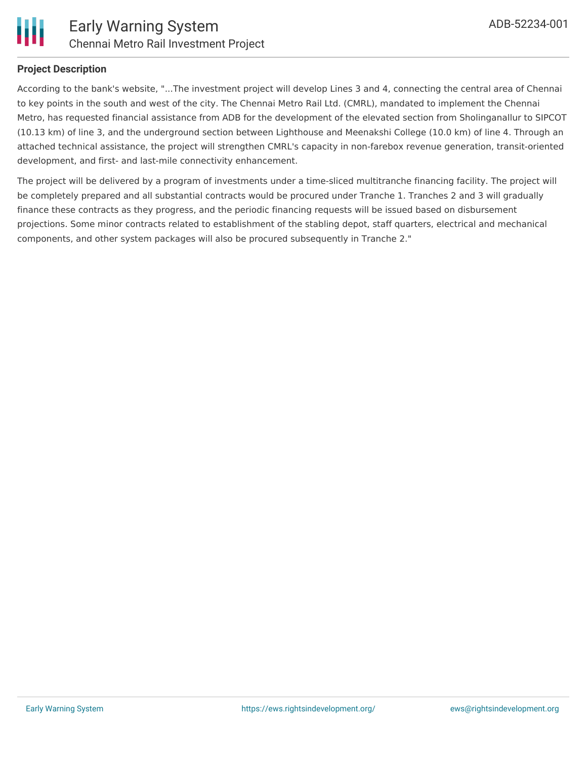**Project Description**

According to the bank's website, "...The investment project will develop Lines 3 and 4, connecting the central area of Chennai to key points in the south and west of the city. The Chennai Metro Rail Ltd. (CMRL), mandated to implement the Chennai Metro, has requested financial assistance from ADB for the development of the elevated section from Sholinganallur to SIPCOT (10.13 km) of line 3, and the underground section between Lighthouse and Meenakshi College (10.0 km) of line 4. Through an attached technical assistance, the project will strengthen CMRL's capacity in non-farebox revenue generation, transit-oriented development, and first- and last-mile connectivity enhancement.

The project will be delivered by a program of investments under a time-sliced multitranche financing facility. The project will be completely prepared and all substantial contracts would be procured under Tranche 1. Tranches 2 and 3 will gradually finance these contracts as they progress, and the periodic financing requests will be issued based on disbursement projections. Some minor contracts related to establishment of the stabling depot, staff quarters, electrical and mechanical components, and other system packages will also be procured subsequently in Tranche 2."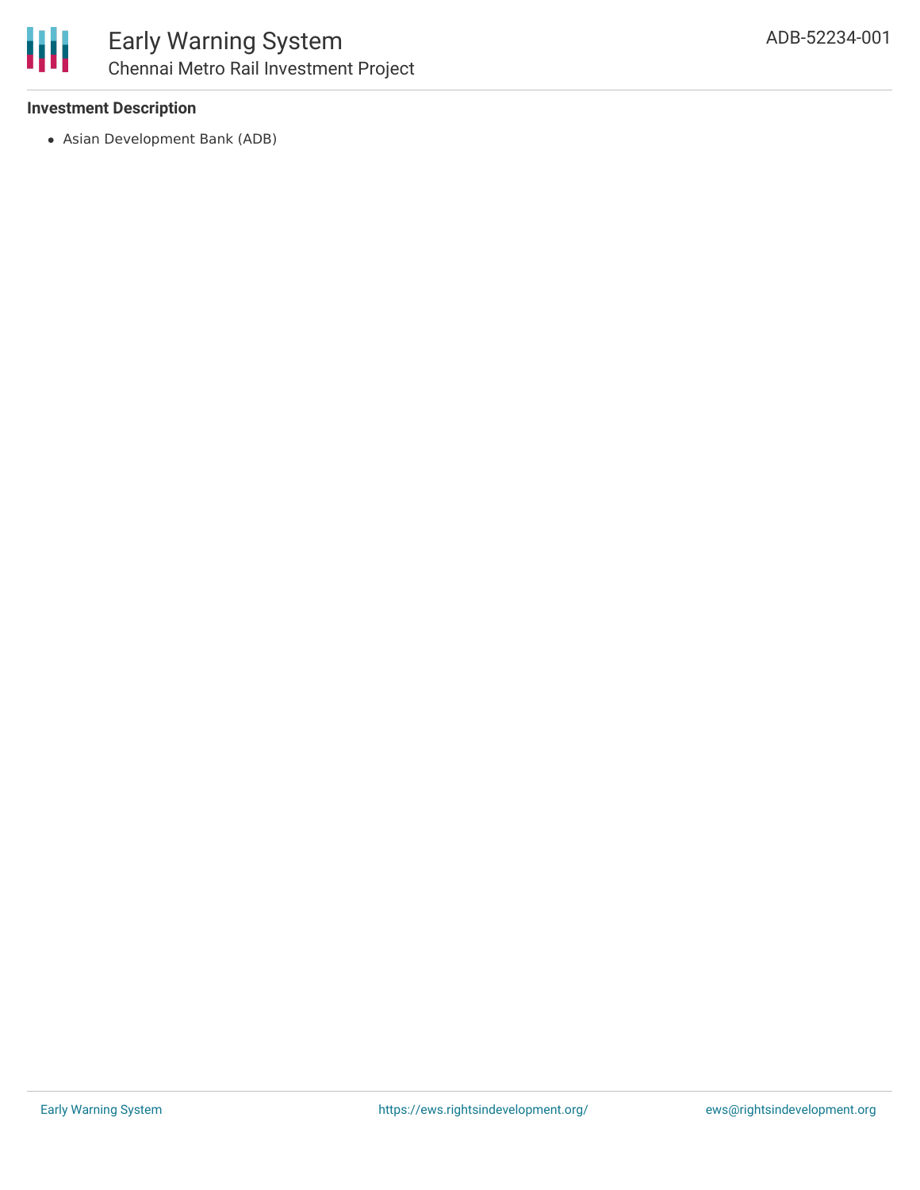### Investment Description

- Asian Development Bank (ADB)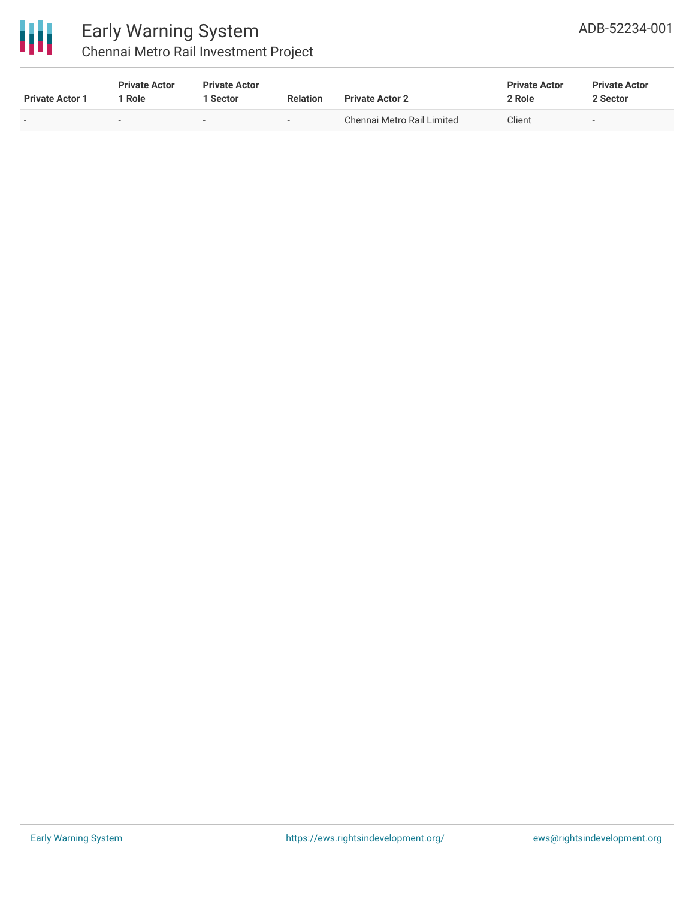| Private Actor 1 | Private Actor 1 Role | Private Actor 1 Sector | Relation | Private Actor 2 | Private Actor 2 Role | Private Actor 2 Sector |
|---|---|---|---|---|---|---|
| - | - | - | - | Chennai Metro Rail Limited | Client | - |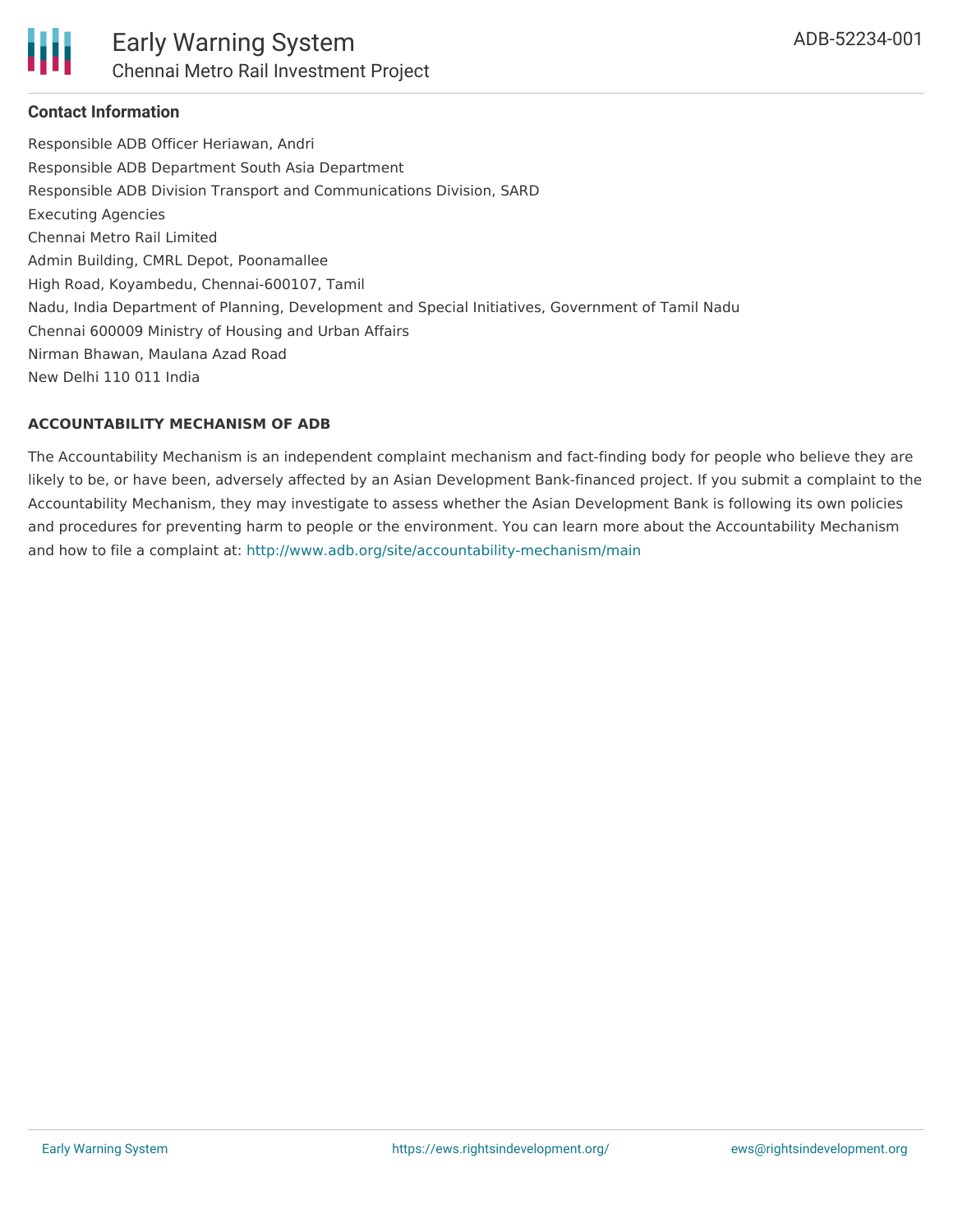### Contact Information

Responsible ADB Officer Heriawan, Andri
Responsible ADB Department South Asia Department
Responsible ADB Division Transport and Communications Division, SARD
Executing Agencies
Chennai Metro Rail Limited
Admin Building, CMRL Depot, Poonamallee
High Road, Koyambedu, Chennai-600107, Tamil
Nadu, India Department of Planning, Development and Special Initiatives, Government of Tamil Nadu
Chennai 600009 Ministry of Housing and Urban Affairs
Nirman Bhawan, Maulana Azad Road
New Delhi 110 011 India

### ACCOUNTABILITY MECHANISM OF ADB

The Accountability Mechanism is an independent complaint mechanism and fact-finding body for people who believe they are likely to be, or have been, adversely affected by an Asian Development Bank-financed project. If you submit a complaint to the Accountability Mechanism, they may investigate to assess whether the Asian Development Bank is following its own policies and procedures for preventing harm to people or the environment. You can learn more about the Accountability Mechanism and how to file a complaint at: http://www.adb.org/site/accountability-mechanism/main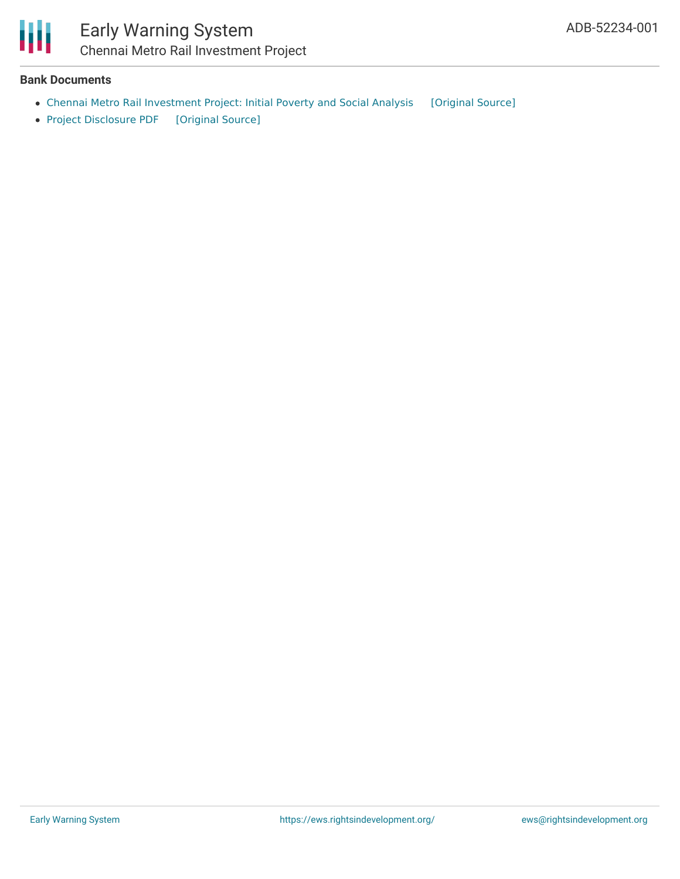**Bank Documents**

- Chennai Metro Rail Investment Project: Initial Poverty and Social Analysis [Original Source]
- Project Disclosure PDF [Original Source]